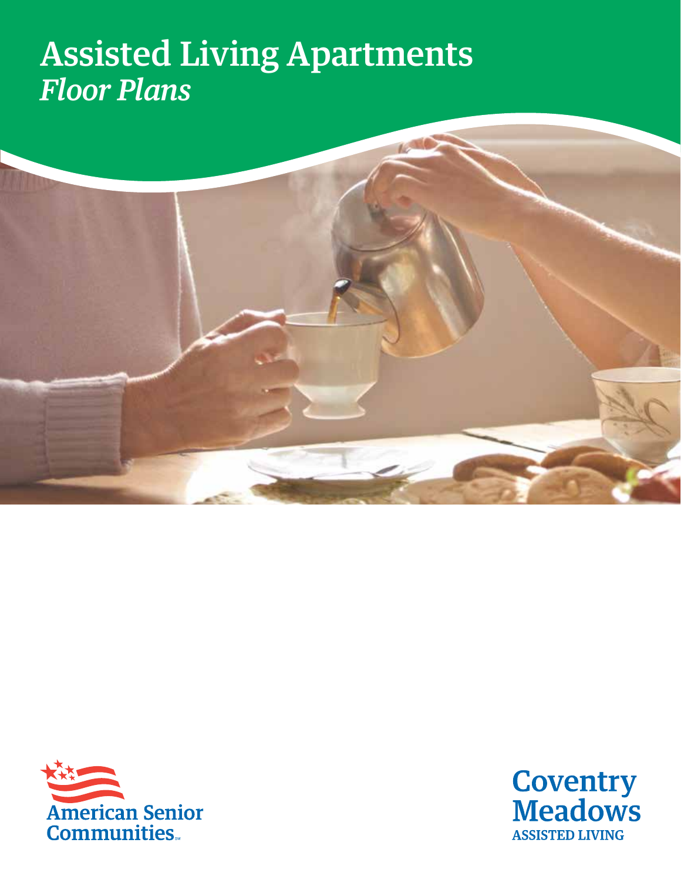# Assisted Living Apartments
## *Floor Plans*

American Senior Communities

**Coventry Meadows**
**ASSISTED LIVING**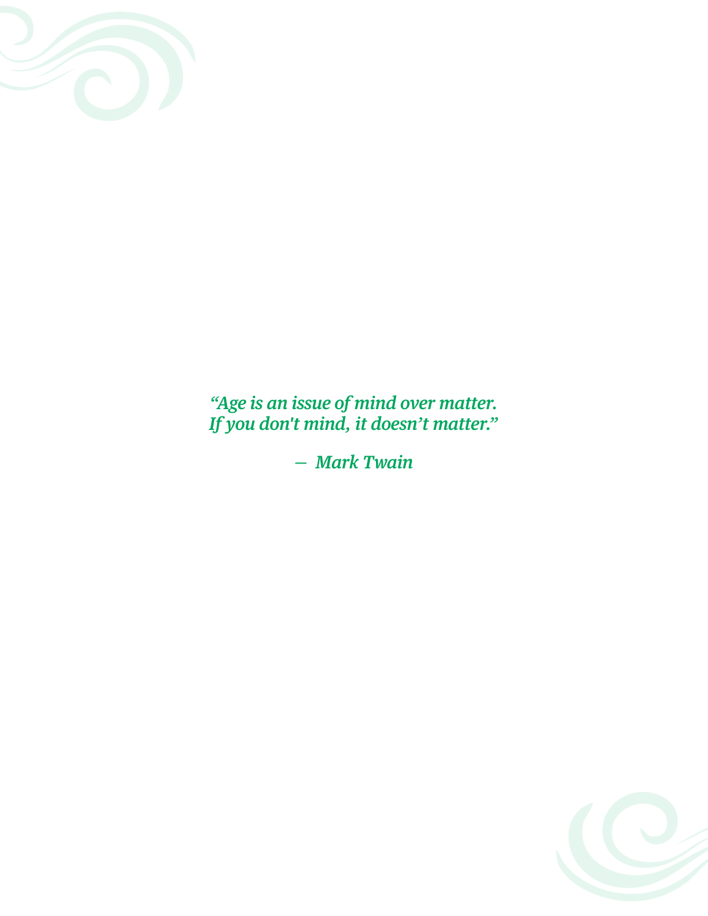*“Age is an issue of mind over matter.*
*If you don't mind, it doesn’t matter.”*

*— Mark Twain*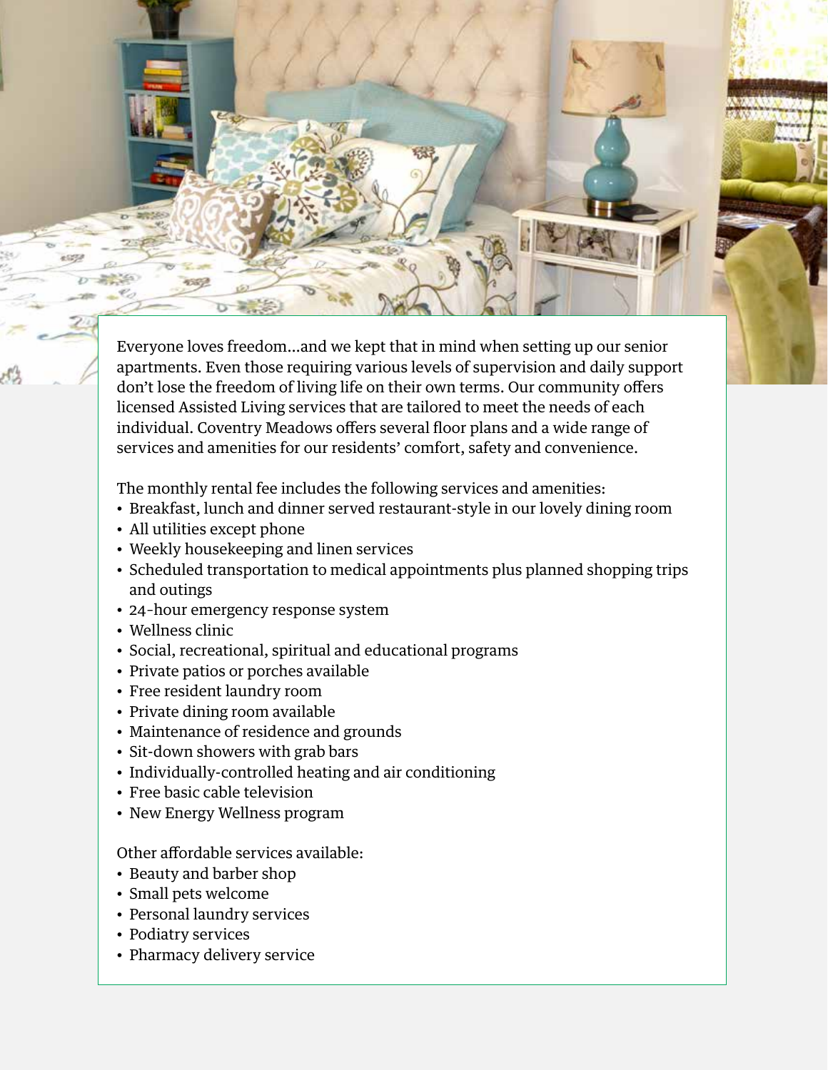Everyone loves freedom…and we kept that in mind when setting up our senior apartments. Even those requiring various levels of supervision and daily support don't lose the freedom of living life on their own terms. Our community offers licensed Assisted Living services that are tailored to meet the needs of each individual. Coventry Meadows offers several floor plans and a wide range of services and amenities for our residents' comfort, safety and convenience.

The monthly rental fee includes the following services and amenities:

- Breakfast, lunch and dinner served restaurant-style in our lovely dining room
- All utilities except phone
- Weekly housekeeping and linen services
- Scheduled transportation to medical appointments plus planned shopping trips and outings
- 24-hour emergency response system
- Wellness clinic
- Social, recreational, spiritual and educational programs
- Private patios or porches available
- Free resident laundry room
- Private dining room available
- Maintenance of residence and grounds
- Sit-down showers with grab bars
- Individually-controlled heating and air conditioning
- Free basic cable television
- New Energy Wellness program

Other affordable services available:

- Beauty and barber shop
- Small pets welcome
- Personal laundry services
- Podiatry services
- Pharmacy delivery service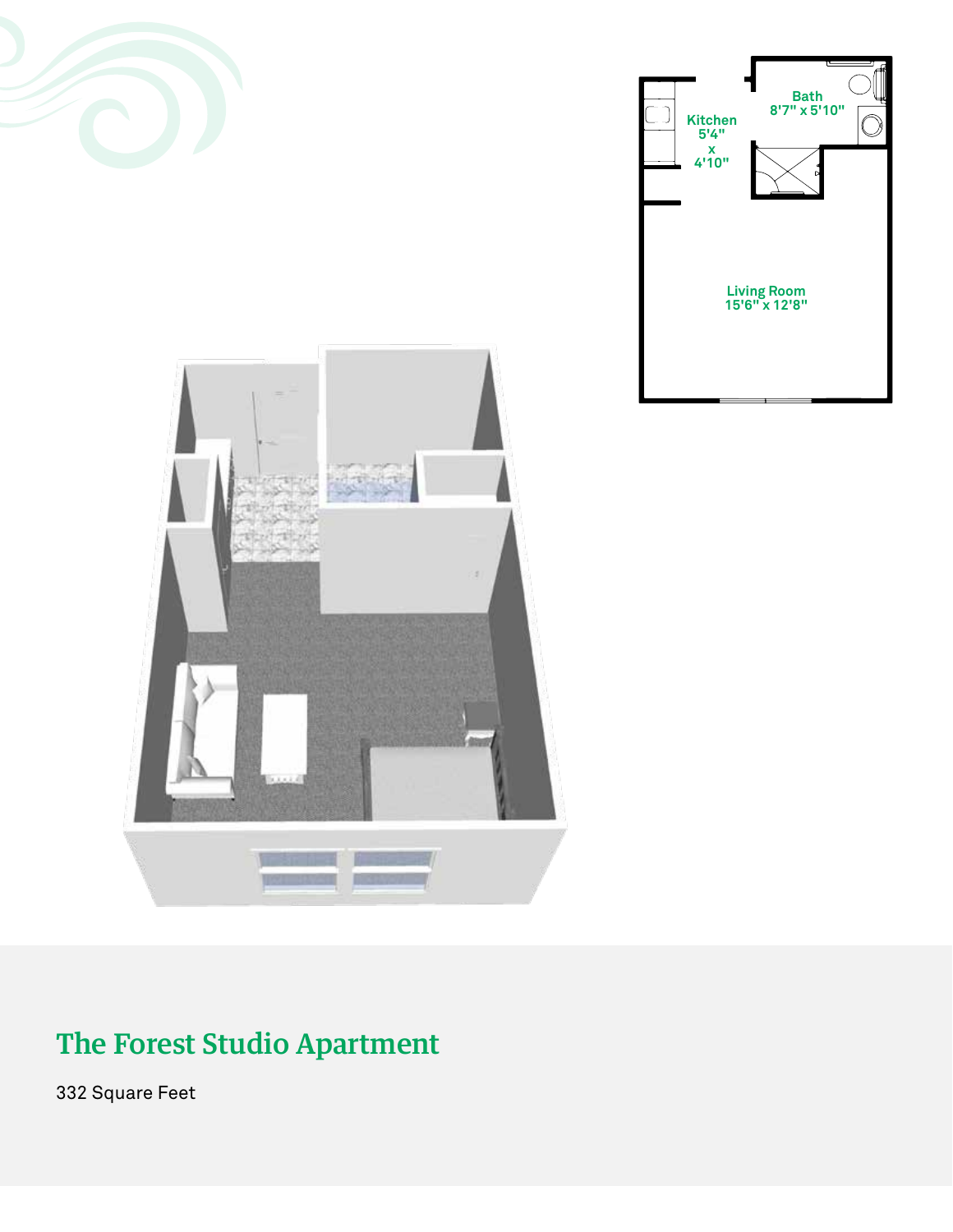Kitchen
5'4" x 4'10"

Bath
8'7" x 5'10"

Living Room
15'6" x 12'8"

## The Forest Studio Apartment

332 Square Feet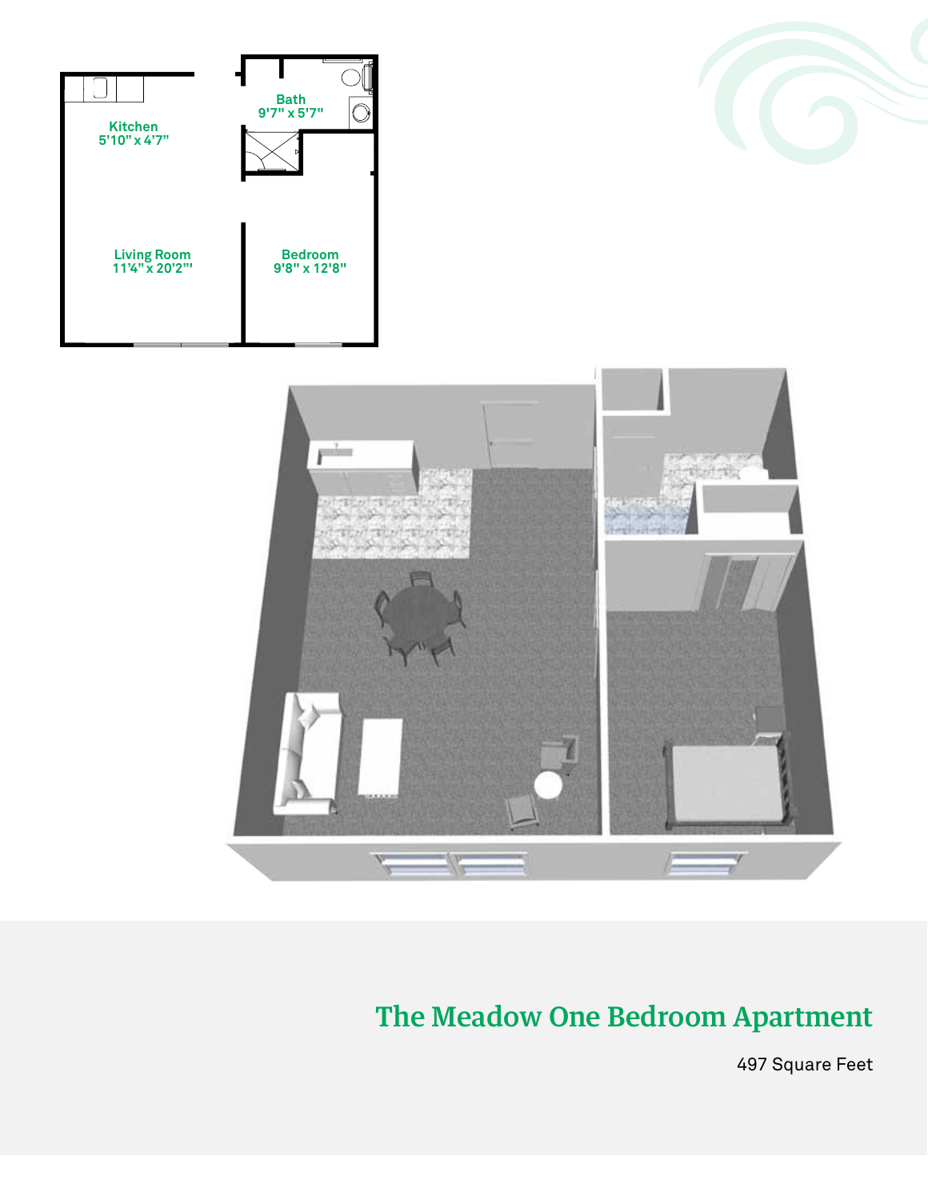Kitchen
5'10" x 4'7"

Bath
9'7" x 5'7"

Living Room
11'4" x 20'2"'

Bedroom
9'8" x 12'8"

## The Meadow One Bedroom Apartment

497 Square Feet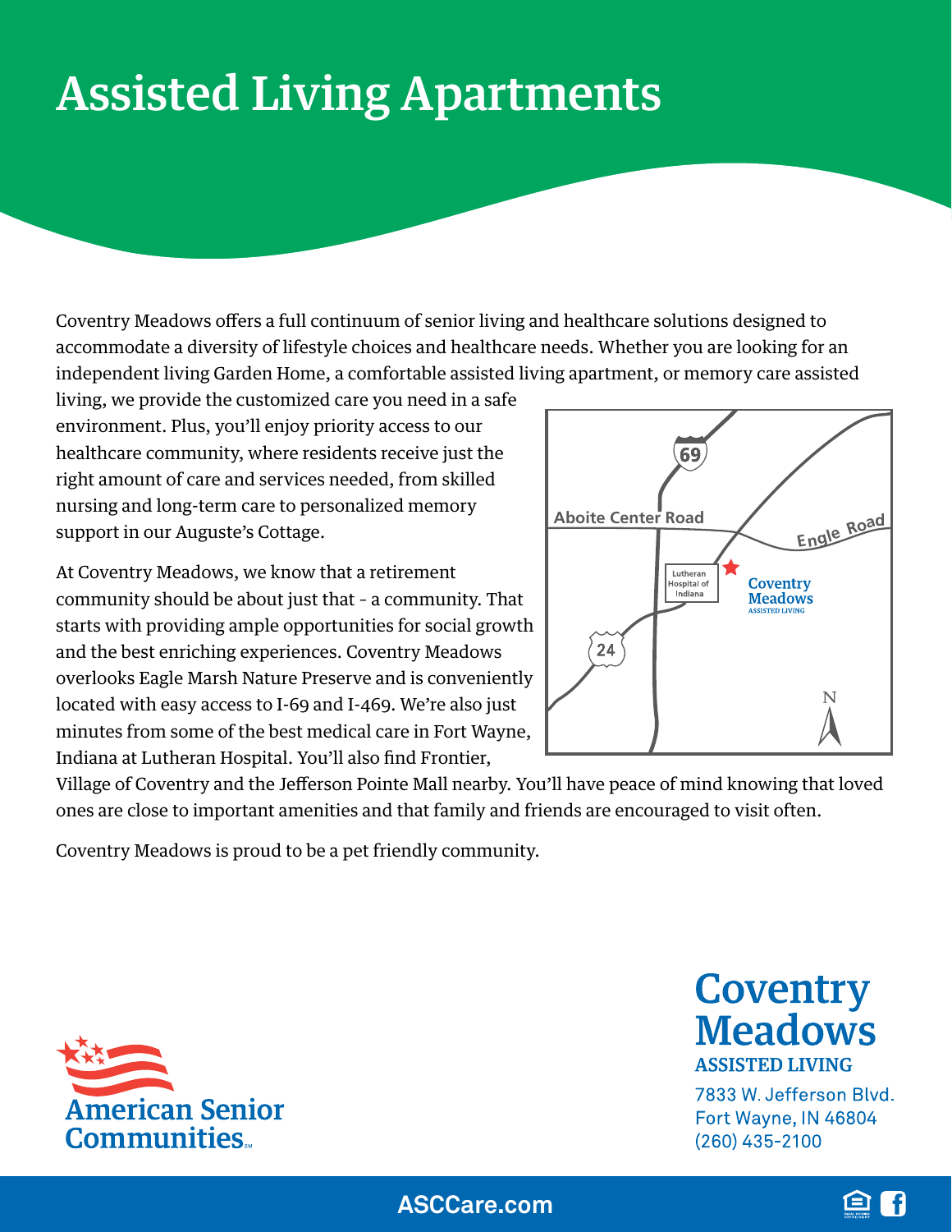# Assisted Living Apartments

Coventry Meadows offers a full continuum of senior living and healthcare solutions designed to accommodate a diversity of lifestyle choices and healthcare needs. Whether you are looking for an independent living Garden Home, a comfortable assisted living apartment, or memory care assisted living, we provide the customized care you need in a safe environment. Plus, you'll enjoy priority access to our healthcare community, where residents receive just the right amount of care and services needed, from skilled nursing and long-term care to personalized memory support in our Auguste's Cottage.

At Coventry Meadows, we know that a retirement community should be about just that - a community. That starts with providing ample opportunities for social growth and the best enriching experiences. Coventry Meadows overlooks Eagle Marsh Nature Preserve and is conveniently located with easy access to I-69 and I-469. We're also just minutes from some of the best medical care in Fort Wayne, Indiana at Lutheran Hospital. You'll also find Frontier, Village of Coventry and the Jefferson Pointe Mall nearby. You'll have peace of mind knowing that loved ones are close to important amenities and that family and friends are encouraged to visit often.

Coventry Meadows is proud to be a pet friendly community.

69
Aboite Center Road
Engle Road
Lutheran Hospital of Indiana
Coventry Meadows
ASSISTED LIVING
24
N

American Senior Communities

**Coventry Meadows**
**ASSISTED LIVING**
7833 W. Jefferson Blvd.
Fort Wayne, IN 46804
(260) 435-2100

ASCCare.com